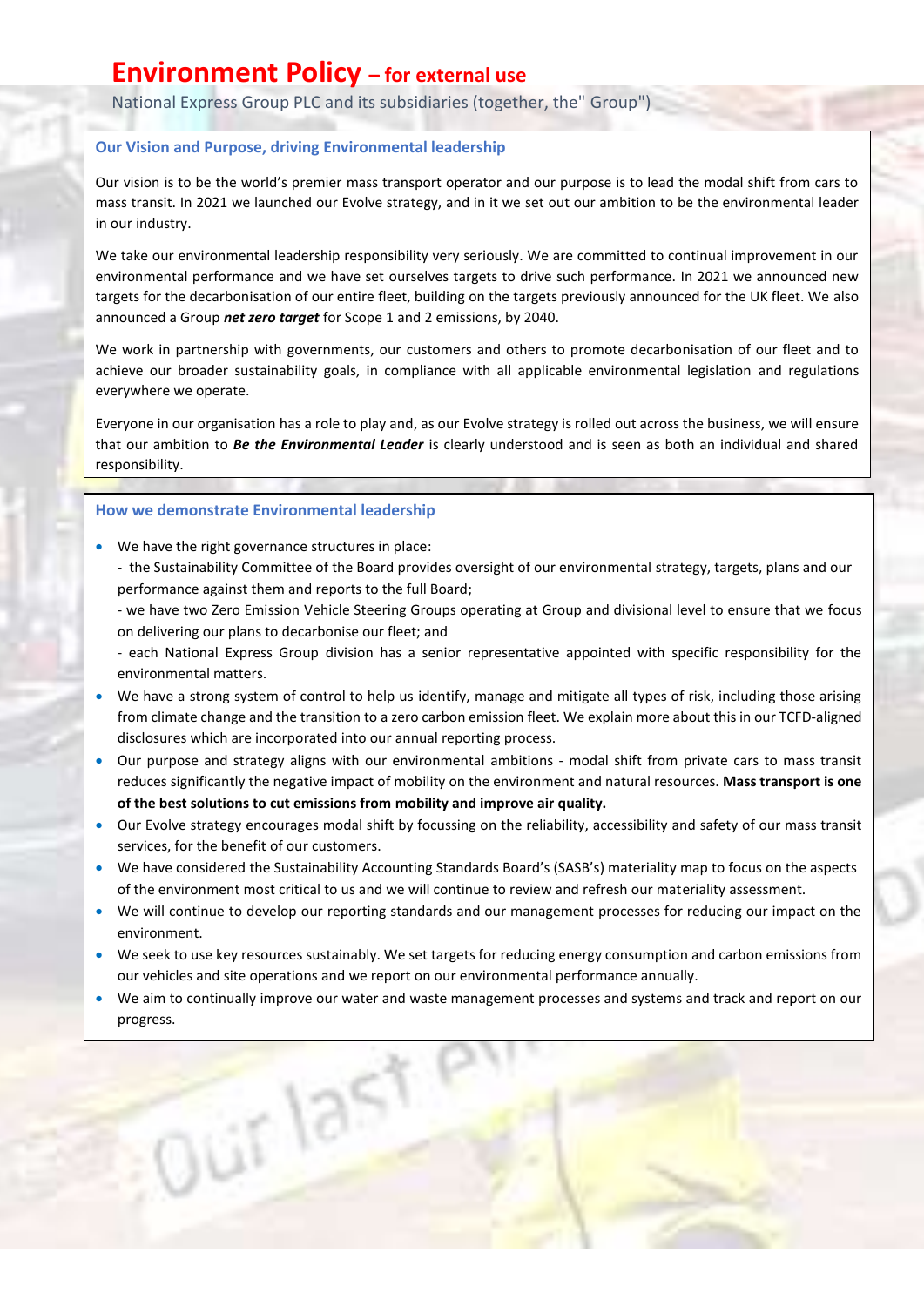# Environment Policy – for external use

National Express Group PLC and its subsidiaries (together, the" Group")

## Our Vision and Purpose, driving Environmental leadership

Our vision is to be the world's premier mass transport operator and our purpose is to lead the modal shift from cars to mass transit. In 2021 we launched our Evolve strategy, and in it we set out our ambition to be the environmental leader in our industry.

We take our environmental leadership responsibility very seriously. We are committed to continual improvement in our environmental performance and we have set ourselves targets to drive such performance. In 2021 we announced new targets for the decarbonisation of our entire fleet, building on the targets previously announced for the UK fleet. We also announced a Group ***net zero target*** for Scope 1 and 2 emissions, by 2040.

We work in partnership with governments, our customers and others to promote decarbonisation of our fleet and to achieve our broader sustainability goals, in compliance with all applicable environmental legislation and regulations everywhere we operate.

Everyone in our organisation has a role to play and, as our Evolve strategy is rolled out across the business, we will ensure that our ambition to ***Be the Environmental Leader*** is clearly understood and is seen as both an individual and shared responsibility.

## How we demonstrate Environmental leadership

- We have the right governance structures in place:
  - the Sustainability Committee of the Board provides oversight of our environmental strategy, targets, plans and our performance against them and reports to the full Board;
  - we have two Zero Emission Vehicle Steering Groups operating at Group and divisional level to ensure that we focus on delivering our plans to decarbonise our fleet; and
  - each National Express Group division has a senior representative appointed with specific responsibility for the environmental matters.
- We have a strong system of control to help us identify, manage and mitigate all types of risk, including those arising from climate change and the transition to a zero carbon emission fleet. We explain more about this in our TCFD-aligned disclosures which are incorporated into our annual reporting process.
- Our purpose and strategy aligns with our environmental ambitions - modal shift from private cars to mass transit reduces significantly the negative impact of mobility on the environment and natural resources. **Mass transport is one of the best solutions to cut emissions from mobility and improve air quality.**
- Our Evolve strategy encourages modal shift by focussing on the reliability, accessibility and safety of our mass transit services, for the benefit of our customers.
- We have considered the Sustainability Accounting Standards Board's (SASB's) materiality map to focus on the aspects of the environment most critical to us and we will continue to review and refresh our materiality assessment.
- We will continue to develop our reporting standards and our management processes for reducing our impact on the environment.
- We seek to use key resources sustainably. We set targets for reducing energy consumption and carbon emissions from our vehicles and site operations and we report on our environmental performance annually.
- We aim to continually improve our water and waste management processes and systems and track and report on our progress.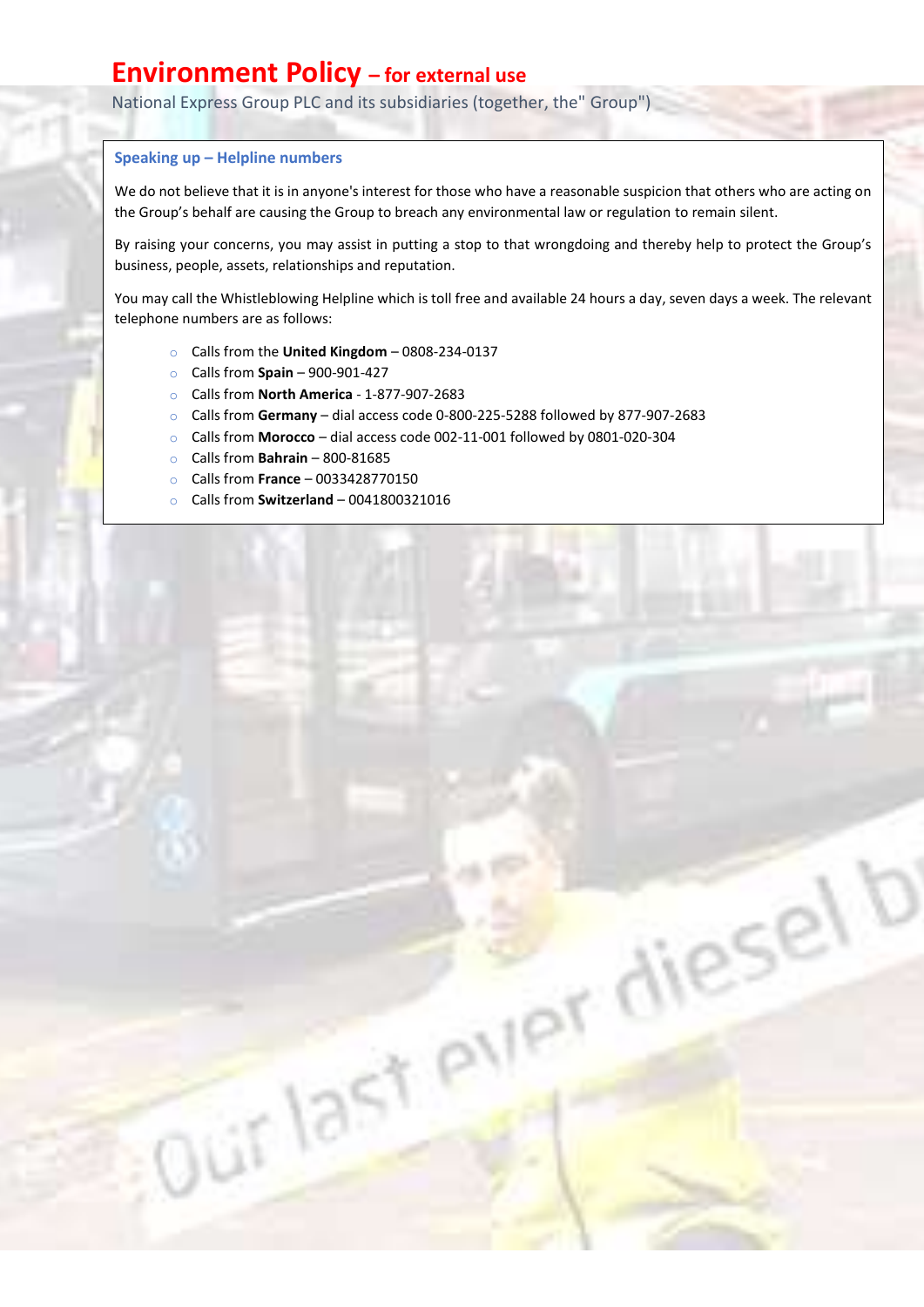# Environment Policy – for external use

National Express Group PLC and its subsidiaries (together, the" Group")

### Speaking up – Helpline numbers

We do not believe that it is in anyone's interest for those who have a reasonable suspicion that others who are acting on the Group's behalf are causing the Group to breach any environmental law or regulation to remain silent.

By raising your concerns, you may assist in putting a stop to that wrongdoing and thereby help to protect the Group's business, people, assets, relationships and reputation.

You may call the Whistleblowing Helpline which is toll free and available 24 hours a day, seven days a week. The relevant telephone numbers are as follows:

- Calls from the **United Kingdom** – 0808-234-0137
- Calls from **Spain** – 900-901-427
- Calls from **North America** - 1-877-907-2683
- Calls from **Germany** – dial access code 0-800-225-5288 followed by 877-907-2683
- Calls from **Morocco** – dial access code 002-11-001 followed by 0801-020-304
- Calls from **Bahrain** – 800-81685
- Calls from **France** – 0033428770150
- Calls from **Switzerland** – 0041800321016